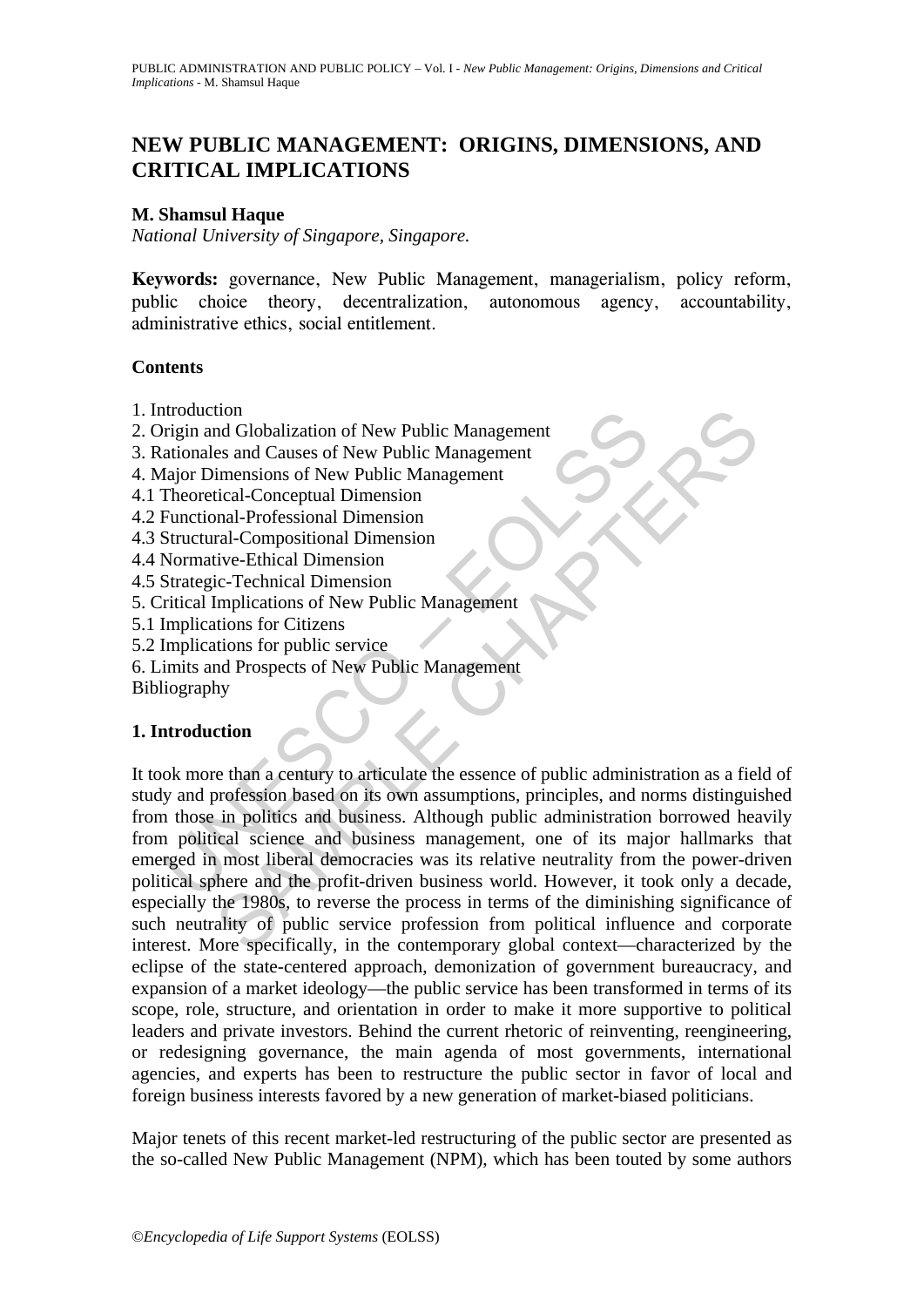# NEW PUBLIC MANAGEMENT: ORIGINS, DIMENSIONS, AND CRITICAL IMPLICATIONS

**M. Shamsul Haque**

*National University of Singapore, Singapore.*

**Keywords:** governance, New Public Management, managerialism, policy reform, public choice theory, decentralization, autonomous agency, accountability, administrative ethics, social entitlement.

## Contents

1. Introduction
2. Origin and Globalization of New Public Management
3. Rationales and Causes of New Public Management
4. Major Dimensions of New Public Management
4.1 Theoretical-Conceptual Dimension
4.2 Functional-Professional Dimension
4.3 Structural-Compositional Dimension
4.4 Normative-Ethical Dimension
4.5 Strategic-Technical Dimension
5. Critical Implications of New Public Management
5.1 Implications for Citizens
5.2 Implications for public service
6. Limits and Prospects of New Public Management

Bibliography

## 1. Introduction

It took more than a century to articulate the essence of public administration as a field of study and profession based on its own assumptions, principles, and norms distinguished from those in politics and business. Although public administration borrowed heavily from political science and business management, one of its major hallmarks that emerged in most liberal democracies was its relative neutrality from the power-driven political sphere and the profit-driven business world. However, it took only a decade, especially the 1980s, to reverse the process in terms of the diminishing significance of such neutrality of public service profession from political influence and corporate interest. More specifically, in the contemporary global context—characterized by the eclipse of the state-centered approach, demonization of government bureaucracy, and expansion of a market ideology—the public service has been transformed in terms of its scope, role, structure, and orientation in order to make it more supportive to political leaders and private investors. Behind the current rhetoric of reinventing, reengineering, or redesigning governance, the main agenda of most governments, international agencies, and experts has been to restructure the public sector in favor of local and foreign business interests favored by a new generation of market-biased politicians.

Major tenets of this recent market-led restructuring of the public sector are presented as the so-called New Public Management (NPM), which has been touted by some authors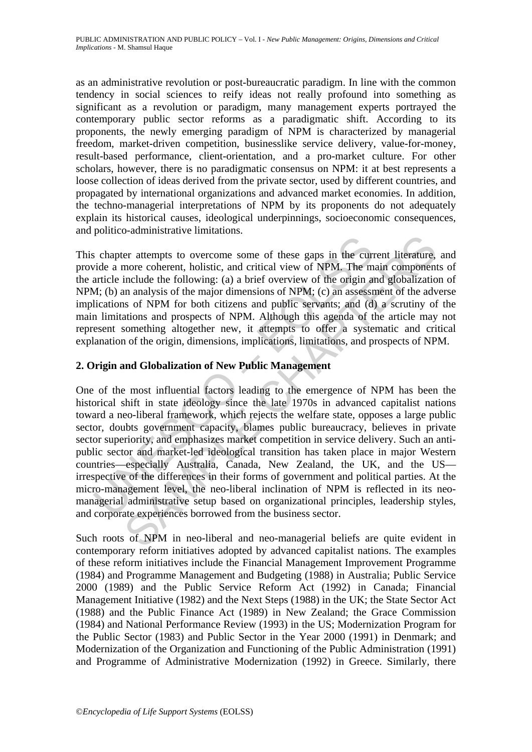as an administrative revolution or post-bureaucratic paradigm. In line with the common tendency in social sciences to reify ideas not really profound into something as significant as a revolution or paradigm, many management experts portrayed the contemporary public sector reforms as a paradigmatic shift. According to its proponents, the newly emerging paradigm of NPM is characterized by managerial freedom, market-driven competition, businesslike service delivery, value-for-money, result-based performance, client-orientation, and a pro-market culture. For other scholars, however, there is no paradigmatic consensus on NPM: it at best represents a loose collection of ideas derived from the private sector, used by different countries, and propagated by international organizations and advanced market economies. In addition, the techno-managerial interpretations of NPM by its proponents do not adequately explain its historical causes, ideological underpinnings, socioeconomic consequences, and politico-administrative limitations.

This chapter attempts to overcome some of these gaps in the current literature, and provide a more coherent, holistic, and critical view of NPM. The main components of the article include the following: (a) a brief overview of the origin and globalization of NPM; (b) an analysis of the major dimensions of NPM; (c) an assessment of the adverse implications of NPM for both citizens and public servants; and (d) a scrutiny of the main limitations and prospects of NPM. Although this agenda of the article may not represent something altogether new, it attempts to offer a systematic and critical explanation of the origin, dimensions, implications, limitations, and prospects of NPM.

## 2. Origin and Globalization of New Public Management

One of the most influential factors leading to the emergence of NPM has been the historical shift in state ideology since the late 1970s in advanced capitalist nations toward a neo-liberal framework, which rejects the welfare state, opposes a large public sector, doubts government capacity, blames public bureaucracy, believes in private sector superiority, and emphasizes market competition in service delivery. Such an anti-public sector and market-led ideological transition has taken place in major Western countries—especially Australia, Canada, New Zealand, the UK, and the US—irrespective of the differences in their forms of government and political parties. At the micro-management level, the neo-liberal inclination of NPM is reflected in its neo-managerial administrative setup based on organizational principles, leadership styles, and corporate experiences borrowed from the business sector.

Such roots of NPM in neo-liberal and neo-managerial beliefs are quite evident in contemporary reform initiatives adopted by advanced capitalist nations. The examples of these reform initiatives include the Financial Management Improvement Programme (1984) and Programme Management and Budgeting (1988) in Australia; Public Service 2000 (1989) and the Public Service Reform Act (1992) in Canada; Financial Management Initiative (1982) and the Next Steps (1988) in the UK; the State Sector Act (1988) and the Public Finance Act (1989) in New Zealand; the Grace Commission (1984) and National Performance Review (1993) in the US; Modernization Program for the Public Sector (1983) and Public Sector in the Year 2000 (1991) in Denmark; and Modernization of the Organization and Functioning of the Public Administration (1991) and Programme of Administrative Modernization (1992) in Greece. Similarly, there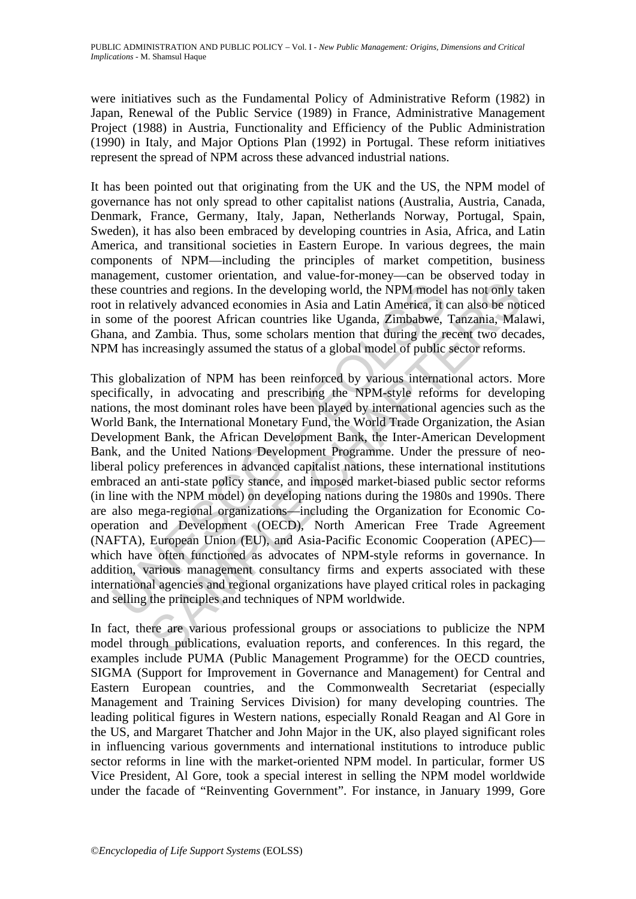were initiatives such as the Fundamental Policy of Administrative Reform (1982) in Japan, Renewal of the Public Service (1989) in France, Administrative Management Project (1988) in Austria, Functionality and Efficiency of the Public Administration (1990) in Italy, and Major Options Plan (1992) in Portugal. These reform initiatives represent the spread of NPM across these advanced industrial nations.

It has been pointed out that originating from the UK and the US, the NPM model of governance has not only spread to other capitalist nations (Australia, Austria, Canada, Denmark, France, Germany, Italy, Japan, Netherlands Norway, Portugal, Spain, Sweden), it has also been embraced by developing countries in Asia, Africa, and Latin America, and transitional societies in Eastern Europe. In various degrees, the main components of NPM—including the principles of market competition, business management, customer orientation, and value-for-money—can be observed today in these countries and regions. In the developing world, the NPM model has not only taken root in relatively advanced economies in Asia and Latin America, it can also be noticed in some of the poorest African countries like Uganda, Zimbabwe, Tanzania, Malawi, Ghana, and Zambia. Thus, some scholars mention that during the recent two decades, NPM has increasingly assumed the status of a global model of public sector reforms.

This globalization of NPM has been reinforced by various international actors. More specifically, in advocating and prescribing the NPM-style reforms for developing nations, the most dominant roles have been played by international agencies such as the World Bank, the International Monetary Fund, the World Trade Organization, the Asian Development Bank, the African Development Bank, the Inter-American Development Bank, and the United Nations Development Programme. Under the pressure of neo-liberal policy preferences in advanced capitalist nations, these international institutions embraced an anti-state policy stance, and imposed market-biased public sector reforms (in line with the NPM model) on developing nations during the 1980s and 1990s. There are also mega-regional organizations—including the Organization for Economic Co-operation and Development (OECD), North American Free Trade Agreement (NAFTA), European Union (EU), and Asia-Pacific Economic Cooperation (APEC)—which have often functioned as advocates of NPM-style reforms in governance. In addition, various management consultancy firms and experts associated with these international agencies and regional organizations have played critical roles in packaging and selling the principles and techniques of NPM worldwide.

In fact, there are various professional groups or associations to publicize the NPM model through publications, evaluation reports, and conferences. In this regard, the examples include PUMA (Public Management Programme) for the OECD countries, SIGMA (Support for Improvement in Governance and Management) for Central and Eastern European countries, and the Commonwealth Secretariat (especially Management and Training Services Division) for many developing countries. The leading political figures in Western nations, especially Ronald Reagan and Al Gore in the US, and Margaret Thatcher and John Major in the UK, also played significant roles in influencing various governments and international institutions to introduce public sector reforms in line with the market-oriented NPM model. In particular, former US Vice President, Al Gore, took a special interest in selling the NPM model worldwide under the facade of "Reinventing Government". For instance, in January 1999, Gore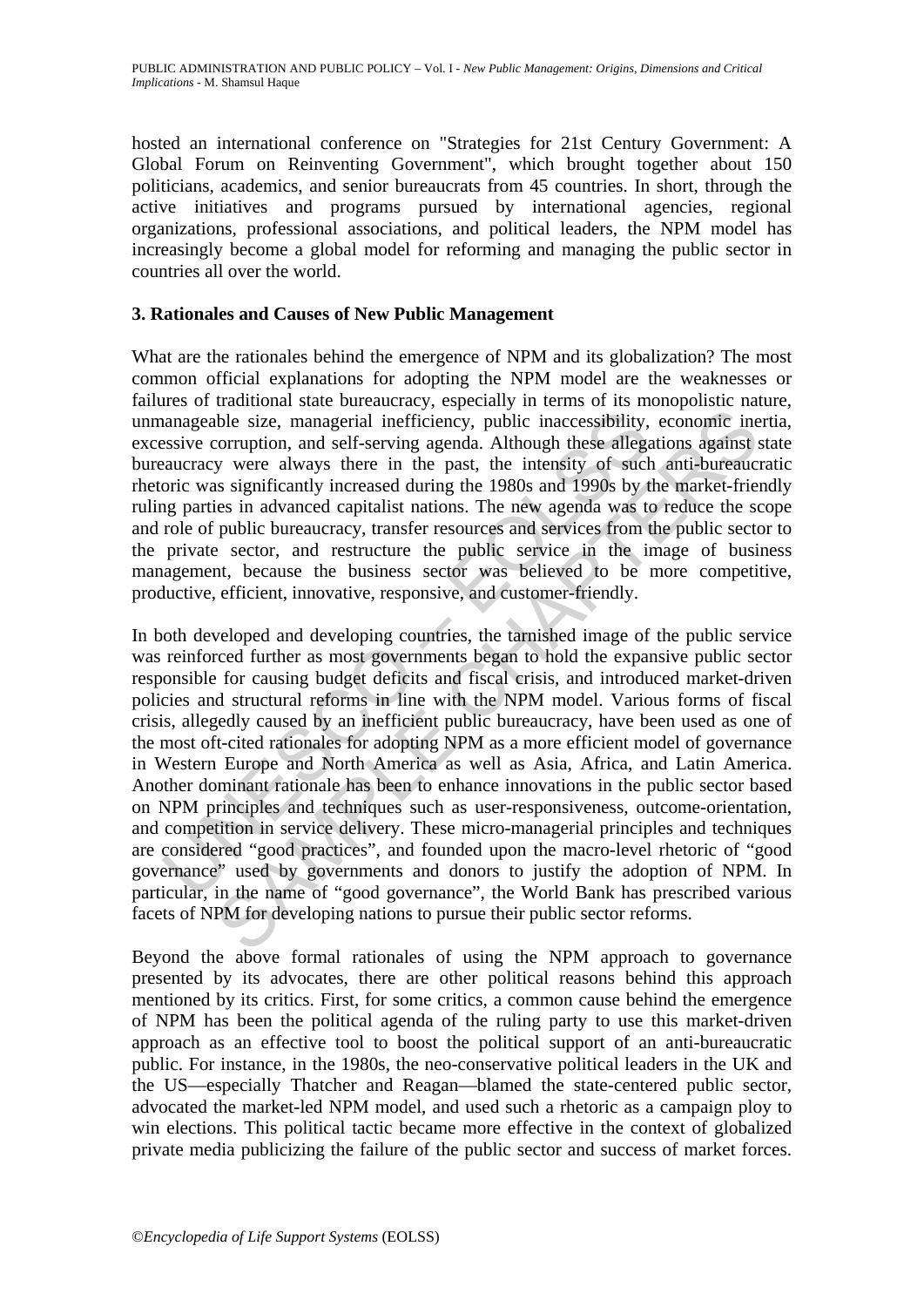hosted an international conference on "Strategies for 21st Century Government: A Global Forum on Reinventing Government", which brought together about 150 politicians, academics, and senior bureaucrats from 45 countries. In short, through the active initiatives and programs pursued by international agencies, regional organizations, professional associations, and political leaders, the NPM model has increasingly become a global model for reforming and managing the public sector in countries all over the world.

## 3. Rationales and Causes of New Public Management

What are the rationales behind the emergence of NPM and its globalization? The most common official explanations for adopting the NPM model are the weaknesses or failures of traditional state bureaucracy, especially in terms of its monopolistic nature, unmanageable size, managerial inefficiency, public inaccessibility, economic inertia, excessive corruption, and self-serving agenda. Although these allegations against state bureaucracy were always there in the past, the intensity of such anti-bureaucratic rhetoric was significantly increased during the 1980s and 1990s by the market-friendly ruling parties in advanced capitalist nations. The new agenda was to reduce the scope and role of public bureaucracy, transfer resources and services from the public sector to the private sector, and restructure the public service in the image of business management, because the business sector was believed to be more competitive, productive, efficient, innovative, responsive, and customer-friendly.

In both developed and developing countries, the tarnished image of the public service was reinforced further as most governments began to hold the expansive public sector responsible for causing budget deficits and fiscal crisis, and introduced market-driven policies and structural reforms in line with the NPM model. Various forms of fiscal crisis, allegedly caused by an inefficient public bureaucracy, have been used as one of the most oft-cited rationales for adopting NPM as a more efficient model of governance in Western Europe and North America as well as Asia, Africa, and Latin America. Another dominant rationale has been to enhance innovations in the public sector based on NPM principles and techniques such as user-responsiveness, outcome-orientation, and competition in service delivery. These micro-managerial principles and techniques are considered "good practices", and founded upon the macro-level rhetoric of "good governance" used by governments and donors to justify the adoption of NPM. In particular, in the name of "good governance", the World Bank has prescribed various facets of NPM for developing nations to pursue their public sector reforms.

Beyond the above formal rationales of using the NPM approach to governance presented by its advocates, there are other political reasons behind this approach mentioned by its critics. First, for some critics, a common cause behind the emergence of NPM has been the political agenda of the ruling party to use this market-driven approach as an effective tool to boost the political support of an anti-bureaucratic public. For instance, in the 1980s, the neo-conservative political leaders in the UK and the US—especially Thatcher and Reagan—blamed the state-centered public sector, advocated the market-led NPM model, and used such a rhetoric as a campaign ploy to win elections. This political tactic became more effective in the context of globalized private media publicizing the failure of the public sector and success of market forces.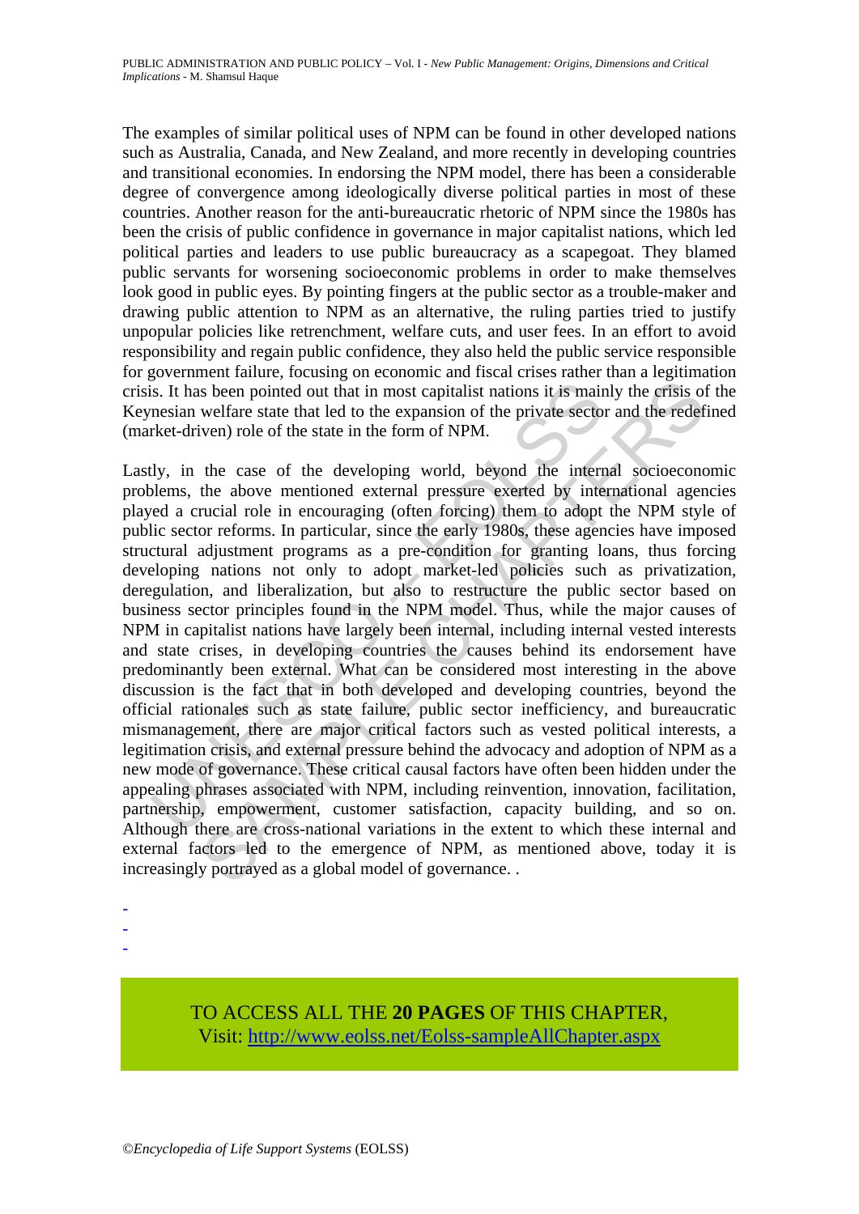The examples of similar political uses of NPM can be found in other developed nations such as Australia, Canada, and New Zealand, and more recently in developing countries and transitional economies. In endorsing the NPM model, there has been a considerable degree of convergence among ideologically diverse political parties in most of these countries. Another reason for the anti-bureaucratic rhetoric of NPM since the 1980s has been the crisis of public confidence in governance in major capitalist nations, which led political parties and leaders to use public bureaucracy as a scapegoat. They blamed public servants for worsening socioeconomic problems in order to make themselves look good in public eyes. By pointing fingers at the public sector as a trouble-maker and drawing public attention to NPM as an alternative, the ruling parties tried to justify unpopular policies like retrenchment, welfare cuts, and user fees. In an effort to avoid responsibility and regain public confidence, they also held the public service responsible for government failure, focusing on economic and fiscal crises rather than a legitimation crisis. It has been pointed out that in most capitalist nations it is mainly the crisis of the Keynesian welfare state that led to the expansion of the private sector and the redefined (market-driven) role of the state in the form of NPM.

Lastly, in the case of the developing world, beyond the internal socioeconomic problems, the above mentioned external pressure exerted by international agencies played a crucial role in encouraging (often forcing) them to adopt the NPM style of public sector reforms. In particular, since the early 1980s, these agencies have imposed structural adjustment programs as a pre-condition for granting loans, thus forcing developing nations not only to adopt market-led policies such as privatization, deregulation, and liberalization, but also to restructure the public sector based on business sector principles found in the NPM model. Thus, while the major causes of NPM in capitalist nations have largely been internal, including internal vested interests and state crises, in developing countries the causes behind its endorsement have predominantly been external. What can be considered most interesting in the above discussion is the fact that in both developed and developing countries, beyond the official rationales such as state failure, public sector inefficiency, and bureaucratic mismanagement, there are major critical factors such as vested political interests, a legitimation crisis, and external pressure behind the advocacy and adoption of NPM as a new mode of governance. These critical causal factors have often been hidden under the appealing phrases associated with NPM, including reinvention, innovation, facilitation, partnership, empowerment, customer satisfaction, capacity building, and so on. Although there are cross-national variations in the extent to which these internal and external factors led to the emergence of NPM, as mentioned above, today it is increasingly portrayed as a global model of governance. .

-
-
-

TO ACCESS ALL THE **20 PAGES** OF THIS CHAPTER,
Visit: http://www.eolss.net/Eolss-sampleAllChapter.aspx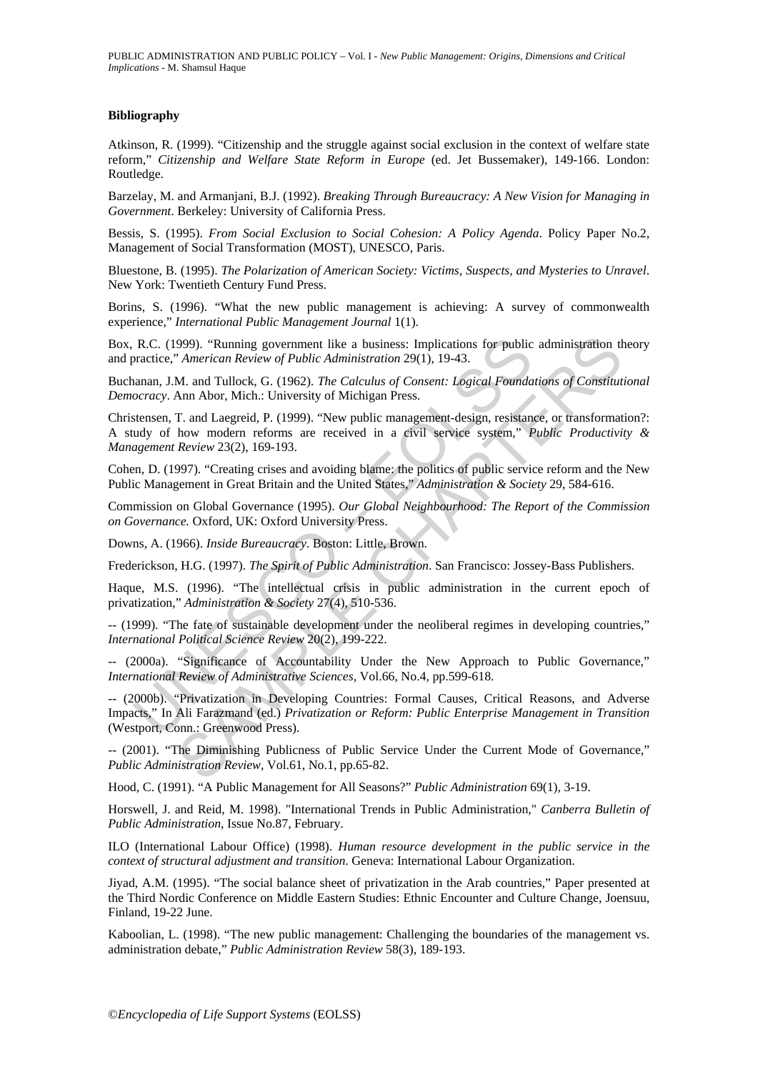**Bibliography**

Atkinson, R. (1999). "Citizenship and the struggle against social exclusion in the context of welfare state reform," *Citizenship and Welfare State Reform in Europe* (ed. Jet Bussemaker), 149-166. London: Routledge.

Barzelay, M. and Armanjani, B.J. (1992). *Breaking Through Bureaucracy: A New Vision for Managing in Government*. Berkeley: University of California Press.

Bessis, S. (1995). *From Social Exclusion to Social Cohesion: A Policy Agenda*. Policy Paper No.2, Management of Social Transformation (MOST), UNESCO, Paris.

Bluestone, B. (1995). *The Polarization of American Society: Victims, Suspects, and Mysteries to Unravel*. New York: Twentieth Century Fund Press.

Borins, S. (1996). "What the new public management is achieving: A survey of commonwealth experience," *International Public Management Journal* 1(1).

Box, R.C. (1999). "Running government like a business: Implications for public administration theory and practice," *American Review of Public Administration* 29(1), 19-43.

Buchanan, J.M. and Tullock, G. (1962). *The Calculus of Consent: Logical Foundations of Constitutional Democracy*. Ann Abor, Mich.: University of Michigan Press.

Christensen, T. and Laegreid, P. (1999). "New public management-design, resistance, or transformation?: A study of how modern reforms are received in a civil service system," *Public Productivity & Management Review* 23(2), 169-193.

Cohen, D. (1997). "Creating crises and avoiding blame: the politics of public service reform and the New Public Management in Great Britain and the United States," *Administration & Society* 29, 584-616.

Commission on Global Governance (1995). *Our Global Neighbourhood: The Report of the Commission on Governance.* Oxford, UK: Oxford University Press.

Downs, A. (1966). *Inside Bureaucracy*. Boston: Little, Brown.

Frederickson, H.G. (1997). *The Spirit of Public Administration*. San Francisco: Jossey-Bass Publishers.

Haque, M.S. (1996). "The intellectual crisis in public administration in the current epoch of privatization," *Administration & Society* 27(4), 510-536.

-- (1999). "The fate of sustainable development under the neoliberal regimes in developing countries," *International Political Science Review* 20(2), 199-222.

-- (2000a). "Significance of Accountability Under the New Approach to Public Governance," *International Review of Administrative Sciences*, Vol.66, No.4, pp.599-618.

-- (2000b). "Privatization in Developing Countries: Formal Causes, Critical Reasons, and Adverse Impacts," In Ali Farazmand (ed.) *Privatization or Reform: Public Enterprise Management in Transition* (Westport, Conn.: Greenwood Press).

-- (2001). "The Diminishing Publicness of Public Service Under the Current Mode of Governance," *Public Administration Review*, Vol.61, No.1, pp.65-82.

Hood, C. (1991). "A Public Management for All Seasons?" *Public Administration* 69(1), 3-19.

Horswell, J. and Reid, M. 1998). "International Trends in Public Administration," *Canberra Bulletin of Public Administration*, Issue No.87, February.

ILO (International Labour Office) (1998). *Human resource development in the public service in the context of structural adjustment and transition*. Geneva: International Labour Organization.

Jiyad, A.M. (1995). "The social balance sheet of privatization in the Arab countries," Paper presented at the Third Nordic Conference on Middle Eastern Studies: Ethnic Encounter and Culture Change, Joensuu, Finland, 19-22 June.

Kaboolian, L. (1998). "The new public management: Challenging the boundaries of the management vs. administration debate," *Public Administration Review* 58(3), 189-193.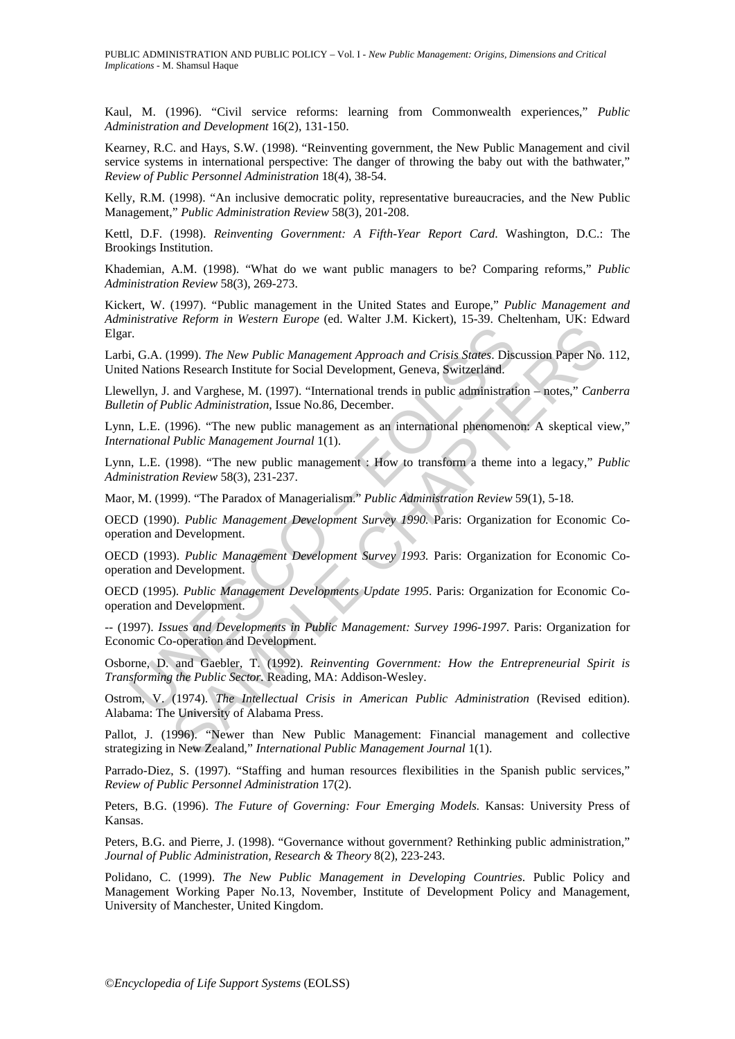Kaul, M. (1996). "Civil service reforms: learning from Commonwealth experiences," *Public Administration and Development* 16(2), 131-150.

Kearney, R.C. and Hays, S.W. (1998). "Reinventing government, the New Public Management and civil service systems in international perspective: The danger of throwing the baby out with the bathwater," *Review of Public Personnel Administration* 18(4), 38-54.

Kelly, R.M. (1998). "An inclusive democratic polity, representative bureaucracies, and the New Public Management," *Public Administration Review* 58(3), 201-208.

Kettl, D.F. (1998). *Reinventing Government: A Fifth-Year Report Card*. Washington, D.C.: The Brookings Institution.

Khademian, A.M. (1998). "What do we want public managers to be? Comparing reforms," *Public Administration Review* 58(3), 269-273.

Kickert, W. (1997). "Public management in the United States and Europe," *Public Management and Administrative Reform in Western Europe* (ed. Walter J.M. Kickert), 15-39. Cheltenham, UK: Edward Elgar.

Larbi, G.A. (1999). *The New Public Management Approach and Crisis States*. Discussion Paper No. 112, United Nations Research Institute for Social Development, Geneva, Switzerland.

Llewellyn, J. and Varghese, M. (1997). "International trends in public administration – notes," *Canberra Bulletin of Public Administration*, Issue No.86, December.

Lynn, L.E. (1996). "The new public management as an international phenomenon: A skeptical view," *International Public Management Journal* 1(1).

Lynn, L.E. (1998). "The new public management : How to transform a theme into a legacy," *Public Administration Review* 58(3), 231-237.

Maor, M. (1999). "The Paradox of Managerialism." *Public Administration Review* 59(1), 5-18.

OECD (1990). *Public Management Development Survey 1990.* Paris: Organization for Economic Co-operation and Development.

OECD (1993). *Public Management Development Survey 1993.* Paris: Organization for Economic Co-operation and Development.

OECD (1995). *Public Management Developments Update 1995*. Paris: Organization for Economic Co-operation and Development.

-- (1997). *Issues and Developments in Public Management: Survey 1996-1997*. Paris: Organization for Economic Co-operation and Development.

Osborne, D. and Gaebler, T. (1992). *Reinventing Government: How the Entrepreneurial Spirit is Transforming the Public Sector.* Reading, MA: Addison-Wesley.

Ostrom, V. (1974). *The Intellectual Crisis in American Public Administration* (Revised edition). Alabama: The University of Alabama Press.

Pallot, J. (1996). "Newer than New Public Management: Financial management and collective strategizing in New Zealand," *International Public Management Journal* 1(1).

Parrado-Diez, S. (1997). "Staffing and human resources flexibilities in the Spanish public services," *Review of Public Personnel Administration* 17(2).

Peters, B.G. (1996). *The Future of Governing: Four Emerging Models.* Kansas: University Press of Kansas.

Peters, B.G. and Pierre, J. (1998). "Governance without government? Rethinking public administration," *Journal of Public Administration, Research & Theory* 8(2), 223-243.

Polidano, C. (1999). *The New Public Management in Developing Countries.* Public Policy and Management Working Paper No.13, November, Institute of Development Policy and Management, University of Manchester, United Kingdom.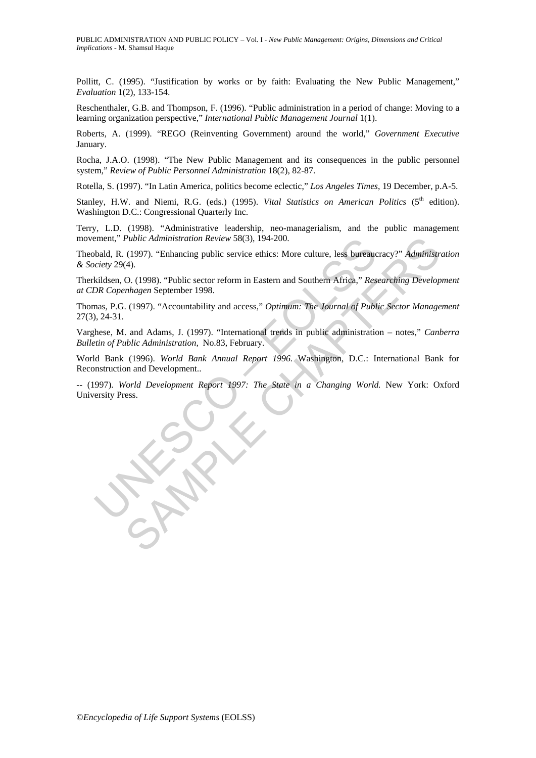Pollitt, C. (1995). "Justification by works or by faith: Evaluating the New Public Management," *Evaluation* 1(2), 133-154.

Reschenthaler, G.B. and Thompson, F. (1996). "Public administration in a period of change: Moving to a learning organization perspective," *International Public Management Journal* 1(1).

Roberts, A. (1999). "REGO (Reinventing Government) around the world," *Government Executive* January.

Rocha, J.A.O. (1998). "The New Public Management and its consequences in the public personnel system," *Review of Public Personnel Administration* 18(2), 82-87.

Rotella, S. (1997). "In Latin America, politics become eclectic," *Los Angeles Times*, 19 December, p.A-5.

Stanley, H.W. and Niemi, R.G. (eds.) (1995). *Vital Statistics on American Politics* (5th edition). Washington D.C.: Congressional Quarterly Inc.

Terry, L.D. (1998). "Administrative leadership, neo-managerialism, and the public management movement," *Public Administration Review* 58(3), 194-200.

Theobald, R. (1997). "Enhancing public service ethics: More culture, less bureaucracy?" *Administration & Society* 29(4).

Therkildsen, O. (1998). "Public sector reform in Eastern and Southern Africa," *Researching Development at CDR Copenhagen* September 1998.

Thomas, P.G. (1997). "Accountability and access," *Optimum: The Journal of Public Sector Management* 27(3), 24-31.

Varghese, M. and Adams, J. (1997). "International trends in public administration – notes," *Canberra Bulletin of Public Administration,* No.83, February.

World Bank (1996). *World Bank Annual Report 1996.* Washington, D.C.: International Bank for Reconstruction and Development..

-- (1997). *World Development Report 1997: The State in a Changing World.* New York: Oxford University Press.